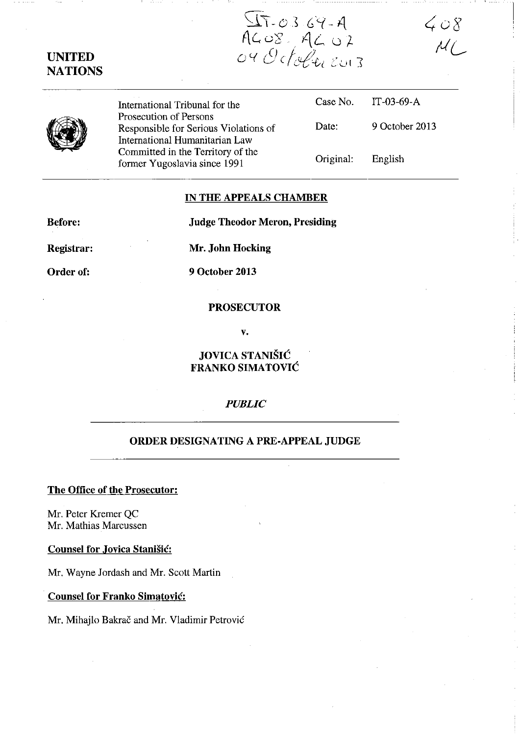IT-03-69-A
AC408 - AC402
09 October 2013

408
MC

**UNITED NATIONS**

| | | |
|---|---|---|
| International Tribunal for the Prosecution of Persons Responsible for Serious Violations of International Humanitarian Law Committed in the Territory of the former Yugoslavia since 1991 | Case No. | IT-03-69-A |
| | Date: | 9 October 2013 |
| | Original: | English |

## IN THE APPEALS CHAMBER

**Before:** **Judge Theodor Meron, Presiding**

**Registrar:** **Mr. John Hocking**

**Order of:** **9 October 2013**

**PROSECUTOR**

**v.**

**JOVICA STANIŠIĆ**
**FRANKO SIMATOVIĆ**

*PUBLIC*

## ORDER DESIGNATING A PRE-APPEAL JUDGE

**The Office of the Prosecutor:**

Mr. Peter Kremer QC
Mr. Mathias Marcussen

**Counsel for Jovica Stanišić:**

Mr. Wayne Jordash and Mr. Scott Martin

**Counsel for Franko Simatović:**

Mr. Mihajlo Bakrač and Mr. Vladimir Petrović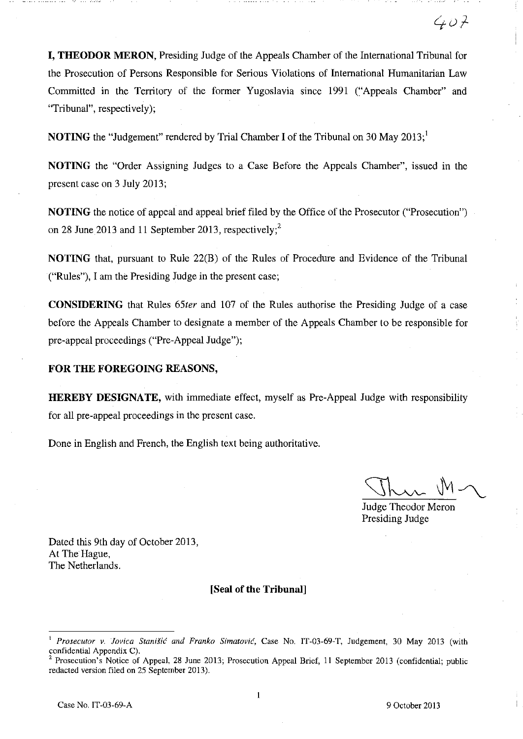**I, THEODOR MERON**, Presiding Judge of the Appeals Chamber of the International Tribunal for the Prosecution of Persons Responsible for Serious Violations of International Humanitarian Law Committed in the Territory of the former Yugoslavia since 1991 ("Appeals Chamber" and "Tribunal", respectively);

**NOTING** the "Judgement" rendered by Trial Chamber I of the Tribunal on 30 May 2013;[1]

**NOTING** the "Order Assigning Judges to a Case Before the Appeals Chamber", issued in the present case on 3 July 2013;

**NOTING** the notice of appeal and appeal brief filed by the Office of the Prosecutor ("Prosecution") on 28 June 2013 and 11 September 2013, respectively;[2]

**NOTING** that, pursuant to Rule 22(B) of the Rules of Procedure and Evidence of the Tribunal ("Rules"), I am the Presiding Judge in the present case;

**CONSIDERING** that Rules 65*ter* and 107 of the Rules authorise the Presiding Judge of a case before the Appeals Chamber to designate a member of the Appeals Chamber to be responsible for pre-appeal proceedings ("Pre-Appeal Judge");

**FOR THE FOREGOING REASONS,**

**HEREBY DESIGNATE,** with immediate effect, myself as Pre-Appeal Judge with responsibility for all pre-appeal proceedings in the present case.

Done in English and French, the English text being authoritative.

Judge Theodor Meron
Presiding Judge

Dated this 9th day of October 2013,
At The Hague,
The Netherlands.

**[Seal of the Tribunal]**

---

[1] *Prosecutor v. Jovica Stanišić and Franko Simatović*, Case No. IT-03-69-T, Judgement, 30 May 2013 (with confidential Appendix C).

[2] Prosecution's Notice of Appeal, 28 June 2013; Prosecution Appeal Brief, 11 September 2013 (confidential; public redacted version filed on 25 September 2013).